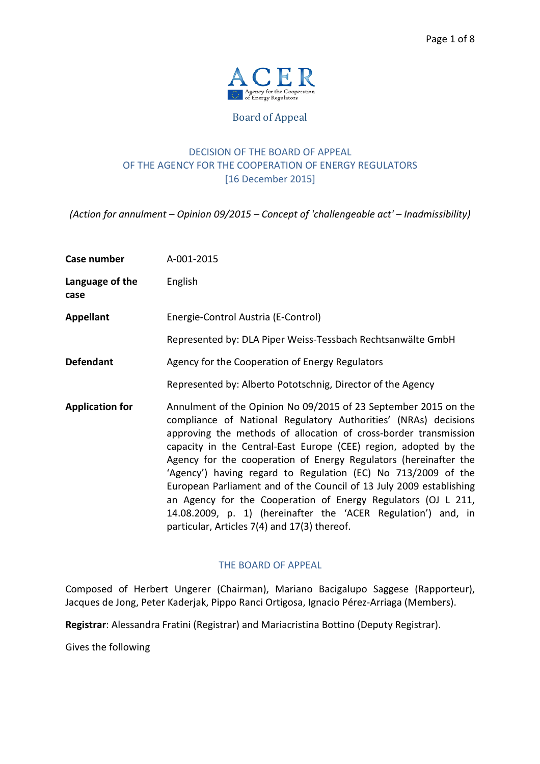ACER

Agency for the Cooperation of Energy Regulators

Board of Appeal

# DECISION OF THE BOARD OF APPEAL OF THE AGENCY FOR THE COOPERATION OF ENERGY REGULATORS [16 December 2015]

*(Action for annulment – Opinion 09/2015 – Concept of 'challengeable act' – Inadmissibility)*

| | |
|---|---|
| **Case number** | A-001-2015 |
| **Language of the case** | English |
| **Appellant** | Energie-Control Austria (E-Control) |
| | Represented by: DLA Piper Weiss-Tessbach Rechtsanwälte GmbH |
| **Defendant** | Agency for the Cooperation of Energy Regulators |
| | Represented by: Alberto Pototschnig, Director of the Agency |
| **Application for** | Annulment of the Opinion No 09/2015 of 23 September 2015 on the compliance of National Regulatory Authorities' (NRAs) decisions approving the methods of allocation of cross-border transmission capacity in the Central-East Europe (CEE) region, adopted by the Agency for the cooperation of Energy Regulators (hereinafter the 'Agency') having regard to Regulation (EC) No 713/2009 of the European Parliament and of the Council of 13 July 2009 establishing an Agency for the Cooperation of Energy Regulators (OJ L 211, 14.08.2009, p. 1) (hereinafter the 'ACER Regulation') and, in particular, Articles 7(4) and 17(3) thereof. |

## THE BOARD OF APPEAL

Composed of Herbert Ungerer (Chairman), Mariano Bacigalupo Saggese (Rapporteur), Jacques de Jong, Peter Kaderjak, Pippo Ranci Ortigosa, Ignacio Pérez-Arriaga (Members).

**Registrar**: Alessandra Fratini (Registrar) and Mariacristina Bottino (Deputy Registrar).

Gives the following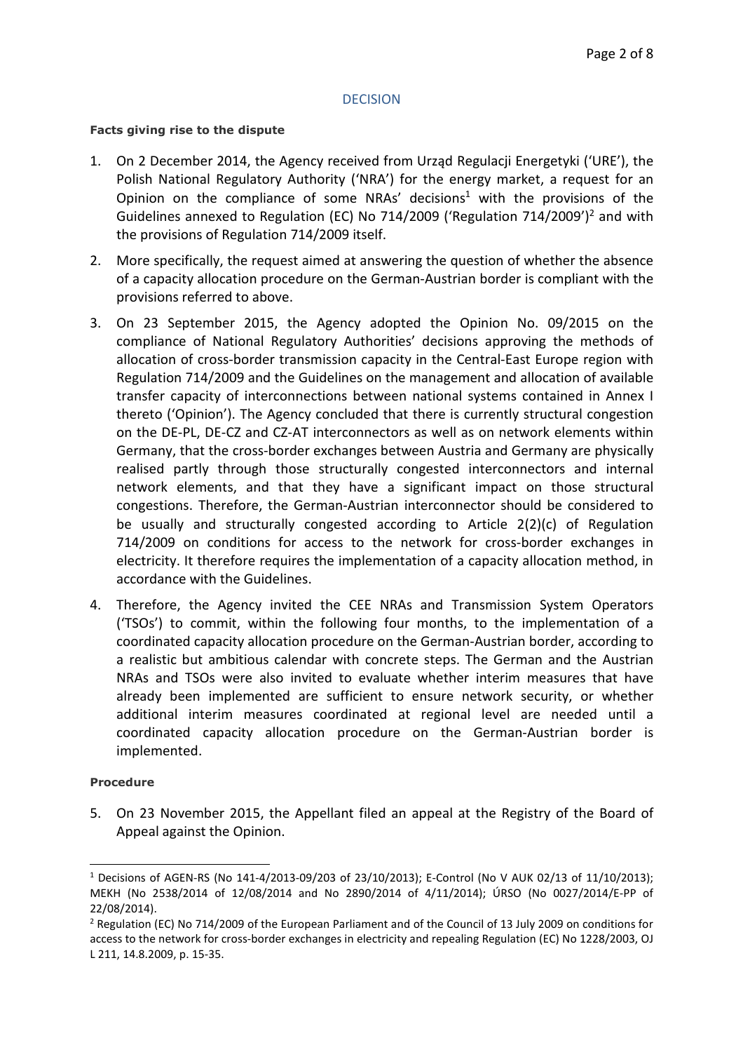## DECISION

**Facts giving rise to the dispute**

1. On 2 December 2014, the Agency received from Urząd Regulacji Energetyki ('URE'), the Polish National Regulatory Authority ('NRA') for the energy market, a request for an Opinion on the compliance of some NRAs' decisions[1] with the provisions of the Guidelines annexed to Regulation (EC) No 714/2009 ('Regulation 714/2009')[2] and with the provisions of Regulation 714/2009 itself.

2. More specifically, the request aimed at answering the question of whether the absence of a capacity allocation procedure on the German-Austrian border is compliant with the provisions referred to above.

3. On 23 September 2015, the Agency adopted the Opinion No. 09/2015 on the compliance of National Regulatory Authorities' decisions approving the methods of allocation of cross-border transmission capacity in the Central-East Europe region with Regulation 714/2009 and the Guidelines on the management and allocation of available transfer capacity of interconnections between national systems contained in Annex I thereto ('Opinion'). The Agency concluded that there is currently structural congestion on the DE-PL, DE-CZ and CZ-AT interconnectors as well as on network elements within Germany, that the cross-border exchanges between Austria and Germany are physically realised partly through those structurally congested interconnectors and internal network elements, and that they have a significant impact on those structural congestions. Therefore, the German-Austrian interconnector should be considered to be usually and structurally congested according to Article 2(2)(c) of Regulation 714/2009 on conditions for access to the network for cross-border exchanges in electricity. It therefore requires the implementation of a capacity allocation method, in accordance with the Guidelines.

4. Therefore, the Agency invited the CEE NRAs and Transmission System Operators ('TSOs') to commit, within the following four months, to the implementation of a coordinated capacity allocation procedure on the German-Austrian border, according to a realistic but ambitious calendar with concrete steps. The German and the Austrian NRAs and TSOs were also invited to evaluate whether interim measures that have already been implemented are sufficient to ensure network security, or whether additional interim measures coordinated at regional level are needed until a coordinated capacity allocation procedure on the German-Austrian border is implemented.

**Procedure**

5. On 23 November 2015, the Appellant filed an appeal at the Registry of the Board of Appeal against the Opinion.

---

[1] Decisions of AGEN-RS (No 141-4/2013-09/203 of 23/10/2013); E-Control (No V AUK 02/13 of 11/10/2013); MEKH (No 2538/2014 of 12/08/2014 and No 2890/2014 of 4/11/2014); ÚRSO (No 0027/2014/E-PP of 22/08/2014).

[2] Regulation (EC) No 714/2009 of the European Parliament and of the Council of 13 July 2009 on conditions for access to the network for cross-border exchanges in electricity and repealing Regulation (EC) No 1228/2003, OJ L 211, 14.8.2009, p. 15-35.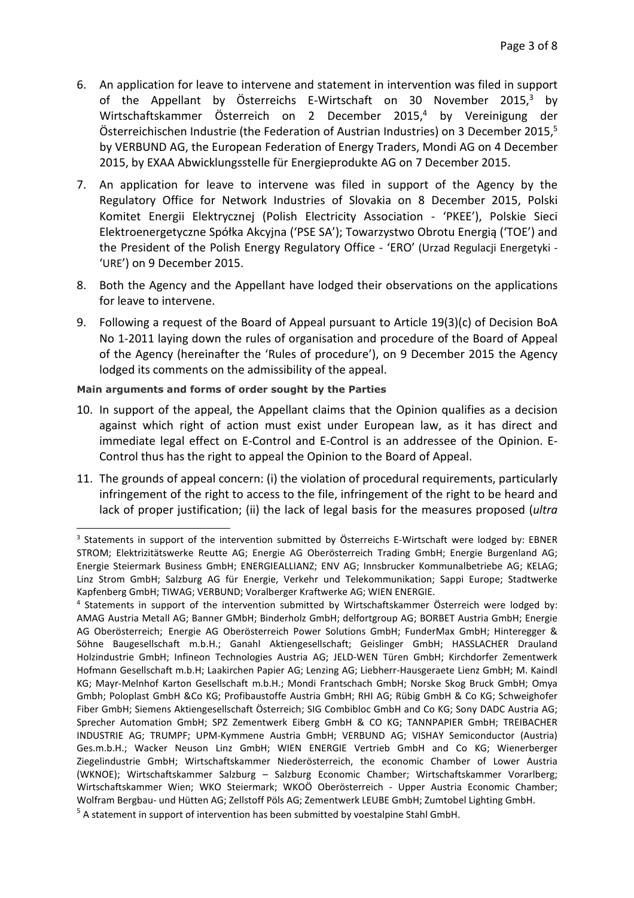6. An application for leave to intervene and statement in intervention was filed in support of the Appellant by Österreichs E-Wirtschaft on 30 November 2015,[3] by Wirtschaftskammer Österreich on 2 December 2015,[4] by Vereinigung der Österreichischen Industrie (the Federation of Austrian Industries) on 3 December 2015,[5] by VERBUND AG, the European Federation of Energy Traders, Mondi AG on 4 December 2015, by EXAA Abwicklungsstelle für Energieprodukte AG on 7 December 2015.

7. An application for leave to intervene was filed in support of the Agency by the Regulatory Office for Network Industries of Slovakia on 8 December 2015, Polski Komitet Energii Elektrycznej (Polish Electricity Association - 'PKEE'), Polskie Sieci Elektroenergetyczne Spółka Akcyjna ('PSE SA'); Towarzystwo Obrotu Energią ('TOE') and the President of the Polish Energy Regulatory Office - 'ERO' (Urzad Regulacji Energetyki - 'URE') on 9 December 2015.

8. Both the Agency and the Appellant have lodged their observations on the applications for leave to intervene.

9. Following a request of the Board of Appeal pursuant to Article 19(3)(c) of Decision BoA No 1-2011 laying down the rules of organisation and procedure of the Board of Appeal of the Agency (hereinafter the 'Rules of procedure'), on 9 December 2015 the Agency lodged its comments on the admissibility of the appeal.

**Main arguments and forms of order sought by the Parties**

10. In support of the appeal, the Appellant claims that the Opinion qualifies as a decision against which right of action must exist under European law, as it has direct and immediate legal effect on E-Control and E-Control is an addressee of the Opinion. E-Control thus has the right to appeal the Opinion to the Board of Appeal.

11. The grounds of appeal concern: (i) the violation of procedural requirements, particularly infringement of the right to access to the file, infringement of the right to be heard and lack of proper justification; (ii) the lack of legal basis for the measures proposed (*ultra*

---

[3] Statements in support of the intervention submitted by Österreichs E-Wirtschaft were lodged by: EBNER STROM; Elektrizitätswerke Reutte AG; Energie AG Oberösterreich Trading GmbH; Energie Burgenland AG; Energie Steiermark Business GmbH; ENERGIEALLIANZ; ENV AG; Innsbrucker Kommunalbetriebe AG; KELAG; Linz Strom GmbH; Salzburg AG für Energie, Verkehr und Telekommunikation; Sappi Europe; Stadtwerke Kapfenberg GmbH; TIWAG; VERBUND; Voralberger Kraftwerke AG; WIEN ENERGIE.

[4] Statements in support of the intervention submitted by Wirtschaftskammer Österreich were lodged by: AMAG Austria Metall AG; Banner GMbH; Binderholz GmbH; delfortgroup AG; BORBET Austria GmbH; Energie AG Oberösterreich; Energie AG Oberösterreich Power Solutions GmbH; FunderMax GmbH; Hinteregger & Söhne Baugesellschaft m.b.H.; Ganahl Aktiengesellschaft; Geislinger GmbH; HASSLACHER Drauland Holzindustrie GmbH; Infineon Technologies Austria AG; JELD-WEN Türen GmbH; Kirchdorfer Zementwerk Hofmann Gesellschaft m.b.H; Laakirchen Papier AG; Lenzing AG; Liebherr-Hausgeraete Lienz GmbH; M. Kaindl KG; Mayr-Melnhof Karton Gesellschaft m.b.H.; Mondi Frantschach GmbH; Norske Skog Bruck GmbH; Omya Gmbh; Poloplast GmbH &Co KG; Profibaustoffe Austria GmbH; RHI AG; Rübig GmbH & Co KG; Schweighofer Fiber GmbH; Siemens Aktiengesellschaft Österreich; SIG Combibloc GmbH and Co KG; Sony DADC Austria AG; Sprecher Automation GmbH; SPZ Zementwerk Eiberg GmbH & CO KG; TANNPAPIER GmbH; TREIBACHER INDUSTRIE AG; TRUMPF; UPM-Kymmene Austria GmbH; VERBUND AG; VISHAY Semiconductor (Austria) Ges.m.b.H.; Wacker Neuson Linz GmbH; WIEN ENERGIE Vertrieb GmbH and Co KG; Wienerberger Ziegelindustrie GmbH; Wirtschaftskammer Niederösterreich, the economic Chamber of Lower Austria (WKNOE); Wirtschaftskammer Salzburg – Salzburg Economic Chamber; Wirtschaftskammer Vorarlberg; Wirtschaftskammer Wien; WKO Steiermark; WKOÖ Oberösterreich - Upper Austria Economic Chamber; Wolfram Bergbau- und Hütten AG; Zellstoff Pöls AG; Zementwerk LEUBE GmbH; Zumtobel Lighting GmbH.

[5] A statement in support of intervention has been submitted by voestalpine Stahl GmbH.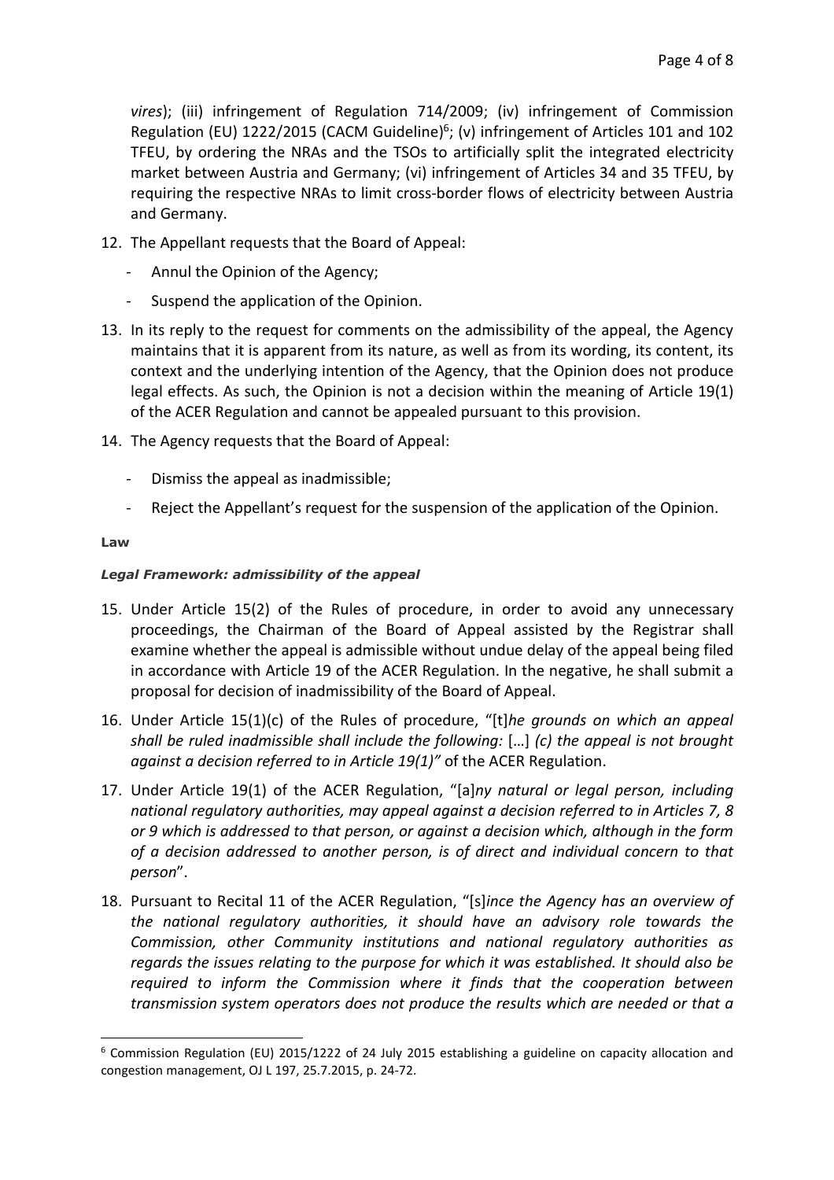*vires*); (iii) infringement of Regulation 714/2009; (iv) infringement of Commission Regulation (EU) 1222/2015 (CACM Guideline)[6]; (v) infringement of Articles 101 and 102 TFEU, by ordering the NRAs and the TSOs to artificially split the integrated electricity market between Austria and Germany; (vi) infringement of Articles 34 and 35 TFEU, by requiring the respective NRAs to limit cross-border flows of electricity between Austria and Germany.

12. The Appellant requests that the Board of Appeal:
    - Annul the Opinion of the Agency;
    - Suspend the application of the Opinion.
13. In its reply to the request for comments on the admissibility of the appeal, the Agency maintains that it is apparent from its nature, as well as from its wording, its content, its context and the underlying intention of the Agency, that the Opinion does not produce legal effects. As such, the Opinion is not a decision within the meaning of Article 19(1) of the ACER Regulation and cannot be appealed pursuant to this provision.
14. The Agency requests that the Board of Appeal:
    - Dismiss the appeal as inadmissible;
    - Reject the Appellant's request for the suspension of the application of the Opinion.

**Law**

***Legal Framework: admissibility of the appeal***

15. Under Article 15(2) of the Rules of procedure, in order to avoid any unnecessary proceedings, the Chairman of the Board of Appeal assisted by the Registrar shall examine whether the appeal is admissible without undue delay of the appeal being filed in accordance with Article 19 of the ACER Regulation. In the negative, he shall submit a proposal for decision of inadmissibility of the Board of Appeal.
16. Under Article 15(1)(c) of the Rules of procedure, "[t]*he grounds on which an appeal shall be ruled inadmissible shall include the following:* […] *(c) the appeal is not brought against a decision referred to in Article 19(1)"* of the ACER Regulation.
17. Under Article 19(1) of the ACER Regulation, "[a]*ny natural or legal person, including national regulatory authorities, may appeal against a decision referred to in Articles 7, 8 or 9 which is addressed to that person, or against a decision which, although in the form of a decision addressed to another person, is of direct and individual concern to that person*".
18. Pursuant to Recital 11 of the ACER Regulation, "[s]*ince the Agency has an overview of the national regulatory authorities, it should have an advisory role towards the Commission, other Community institutions and national regulatory authorities as regards the issues relating to the purpose for which it was established. It should also be required to inform the Commission where it finds that the cooperation between transmission system operators does not produce the results which are needed or that a*

[6] Commission Regulation (EU) 2015/1222 of 24 July 2015 establishing a guideline on capacity allocation and congestion management, OJ L 197, 25.7.2015, p. 24-72.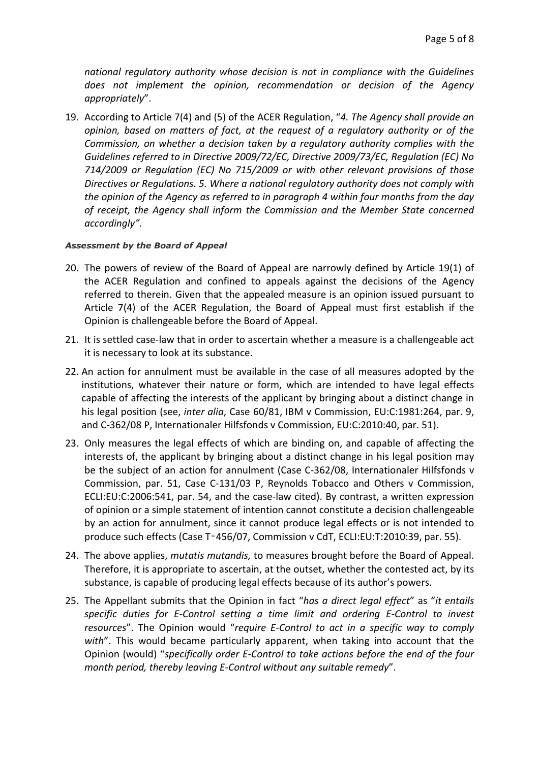*national regulatory authority whose decision is not in compliance with the Guidelines does not implement the opinion, recommendation or decision of the Agency appropriately*".

19. According to Article 7(4) and (5) of the ACER Regulation, "*4. The Agency shall provide an opinion, based on matters of fact, at the request of a regulatory authority or of the Commission, on whether a decision taken by a regulatory authority complies with the Guidelines referred to in Directive 2009/72/EC, Directive 2009/73/EC, Regulation (EC) No 714/2009 or Regulation (EC) No 715/2009 or with other relevant provisions of those Directives or Regulations. 5. Where a national regulatory authority does not comply with the opinion of the Agency as referred to in paragraph 4 within four months from the day of receipt, the Agency shall inform the Commission and the Member State concerned accordingly".*

***Assessment by the Board of Appeal***

20. The powers of review of the Board of Appeal are narrowly defined by Article 19(1) of the ACER Regulation and confined to appeals against the decisions of the Agency referred to therein. Given that the appealed measure is an opinion issued pursuant to Article 7(4) of the ACER Regulation, the Board of Appeal must first establish if the Opinion is challengeable before the Board of Appeal.

21. It is settled case-law that in order to ascertain whether a measure is a challengeable act it is necessary to look at its substance.

22. An action for annulment must be available in the case of all measures adopted by the institutions, whatever their nature or form, which are intended to have legal effects capable of affecting the interests of the applicant by bringing about a distinct change in his legal position (see, *inter alia*, Case 60/81, IBM v Commission, EU:C:1981:264, par. 9, and C-362/08 P, Internationaler Hilfsfonds v Commission, EU:C:2010:40, par. 51).

23. Only measures the legal effects of which are binding on, and capable of affecting the interests of, the applicant by bringing about a distinct change in his legal position may be the subject of an action for annulment (Case C-362/08, Internationaler Hilfsfonds v Commission, par. 51, Case C-131/03 P, Reynolds Tobacco and Others v Commission, ECLI:EU:C:2006:541, par. 54, and the case-law cited). By contrast, a written expression of opinion or a simple statement of intention cannot constitute a decision challengeable by an action for annulment, since it cannot produce legal effects or is not intended to produce such effects (Case T‑456/07, Commission v CdT, ECLI:EU:T:2010:39, par. 55).

24. The above applies, *mutatis mutandis,* to measures brought before the Board of Appeal. Therefore, it is appropriate to ascertain, at the outset, whether the contested act, by its substance, is capable of producing legal effects because of its author's powers.

25. The Appellant submits that the Opinion in fact "*has a direct legal effect*" as "*it entails specific duties for E-Control setting a time limit and ordering E-Control to invest resources*". The Opinion would "*require E-Control to act in a specific way to comply with*". This would became particularly apparent, when taking into account that the Opinion (would) "*specifically order E-Control to take actions before the end of the four month period, thereby leaving E-Control without any suitable remedy*".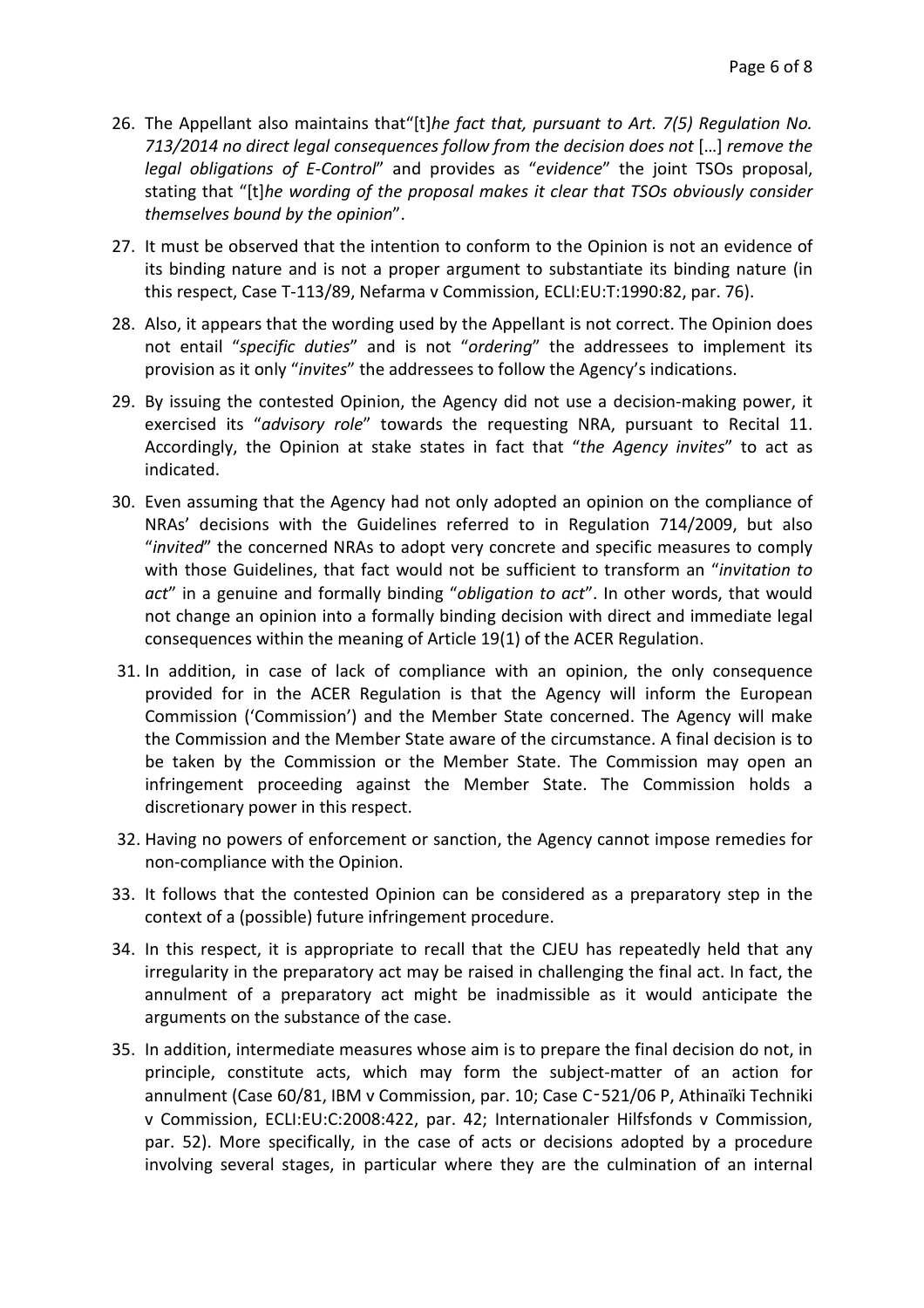26. The Appellant also maintains that"[t]*he fact that, pursuant to Art. 7(5) Regulation No. 713/2014 no direct legal consequences follow from the decision does not* […] *remove the legal obligations of E-Control*" and provides as "*evidence*" the joint TSOs proposal, stating that "[t]*he wording of the proposal makes it clear that TSOs obviously consider themselves bound by the opinion*".

27. It must be observed that the intention to conform to the Opinion is not an evidence of its binding nature and is not a proper argument to substantiate its binding nature (in this respect, Case T-113/89, Nefarma v Commission, ECLI:EU:T:1990:82, par. 76).

28. Also, it appears that the wording used by the Appellant is not correct. The Opinion does not entail "*specific duties*" and is not "*ordering*" the addressees to implement its provision as it only "*invites*" the addressees to follow the Agency's indications.

29. By issuing the contested Opinion, the Agency did not use a decision-making power, it exercised its "*advisory role*" towards the requesting NRA, pursuant to Recital 11. Accordingly, the Opinion at stake states in fact that "*the Agency invites*" to act as indicated.

30. Even assuming that the Agency had not only adopted an opinion on the compliance of NRAs' decisions with the Guidelines referred to in Regulation 714/2009, but also "*invited*" the concerned NRAs to adopt very concrete and specific measures to comply with those Guidelines, that fact would not be sufficient to transform an "*invitation to act*" in a genuine and formally binding "*obligation to act*". In other words, that would not change an opinion into a formally binding decision with direct and immediate legal consequences within the meaning of Article 19(1) of the ACER Regulation.

31. In addition, in case of lack of compliance with an opinion, the only consequence provided for in the ACER Regulation is that the Agency will inform the European Commission ('Commission') and the Member State concerned. The Agency will make the Commission and the Member State aware of the circumstance. A final decision is to be taken by the Commission or the Member State. The Commission may open an infringement proceeding against the Member State. The Commission holds a discretionary power in this respect.

32. Having no powers of enforcement or sanction, the Agency cannot impose remedies for non-compliance with the Opinion.

33. It follows that the contested Opinion can be considered as a preparatory step in the context of a (possible) future infringement procedure.

34. In this respect, it is appropriate to recall that the CJEU has repeatedly held that any irregularity in the preparatory act may be raised in challenging the final act. In fact, the annulment of a preparatory act might be inadmissible as it would anticipate the arguments on the substance of the case.

35. In addition, intermediate measures whose aim is to prepare the final decision do not, in principle, constitute acts, which may form the subject-matter of an action for annulment (Case 60/81, IBM v Commission, par. 10; Case C-521/06 P, Athinaïki Techniki v Commission, ECLI:EU:C:2008:422, par. 42; Internationaler Hilfsfonds v Commission, par. 52). More specifically, in the case of acts or decisions adopted by a procedure involving several stages, in particular where they are the culmination of an internal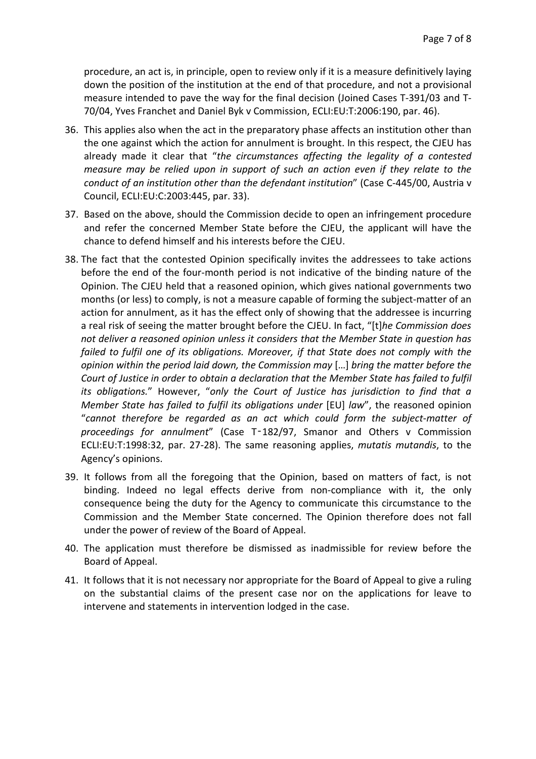procedure, an act is, in principle, open to review only if it is a measure definitively laying down the position of the institution at the end of that procedure, and not a provisional measure intended to pave the way for the final decision (Joined Cases T-391/03 and T-70/04, Yves Franchet and Daniel Byk v Commission, ECLI:EU:T:2006:190, par. 46).

36. This applies also when the act in the preparatory phase affects an institution other than the one against which the action for annulment is brought. In this respect, the CJEU has already made it clear that "*the circumstances affecting the legality of a contested measure may be relied upon in support of such an action even if they relate to the conduct of an institution other than the defendant institution*" (Case C-445/00, Austria v Council, ECLI:EU:C:2003:445, par. 33).

37. Based on the above, should the Commission decide to open an infringement procedure and refer the concerned Member State before the CJEU, the applicant will have the chance to defend himself and his interests before the CJEU.

38. The fact that the contested Opinion specifically invites the addressees to take actions before the end of the four-month period is not indicative of the binding nature of the Opinion. The CJEU held that a reasoned opinion, which gives national governments two months (or less) to comply, is not a measure capable of forming the subject-matter of an action for annulment, as it has the effect only of showing that the addressee is incurring a real risk of seeing the matter brought before the CJEU. In fact, "[t]*he Commission does not deliver a reasoned opinion unless it considers that the Member State in question has failed to fulfil one of its obligations. Moreover, if that State does not comply with the opinion within the period laid down, the Commission may* […] *bring the matter before the Court of Justice in order to obtain a declaration that the Member State has failed to fulfil its obligations.*" However, "*only the Court of Justice has jurisdiction to find that a Member State has failed to fulfil its obligations under* [EU] *law*", the reasoned opinion "*cannot therefore be regarded as an act which could form the subject-matter of proceedings for annulment*" (Case T‑182/97, Smanor and Others v Commission ECLI:EU:T:1998:32, par. 27-28). The same reasoning applies, *mutatis mutandis*, to the Agency's opinions.

39. It follows from all the foregoing that the Opinion, based on matters of fact, is not binding. Indeed no legal effects derive from non-compliance with it, the only consequence being the duty for the Agency to communicate this circumstance to the Commission and the Member State concerned. The Opinion therefore does not fall under the power of review of the Board of Appeal.

40. The application must therefore be dismissed as inadmissible for review before the Board of Appeal.

41. It follows that it is not necessary nor appropriate for the Board of Appeal to give a ruling on the substantial claims of the present case nor on the applications for leave to intervene and statements in intervention lodged in the case.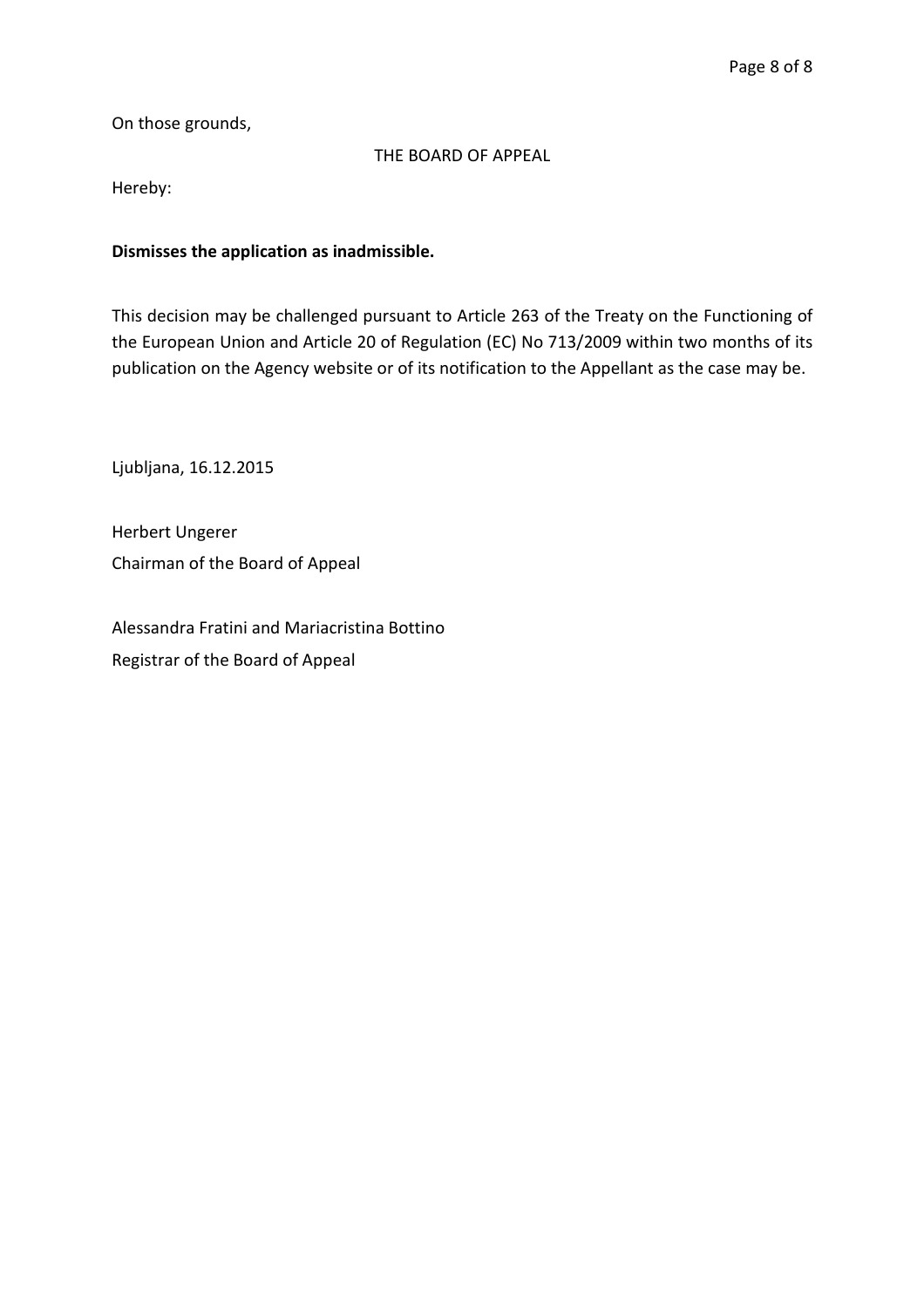On those grounds,

THE BOARD OF APPEAL

Hereby:

**Dismisses the application as inadmissible.**

This decision may be challenged pursuant to Article 263 of the Treaty on the Functioning of the European Union and Article 20 of Regulation (EC) No 713/2009 within two months of its publication on the Agency website or of its notification to the Appellant as the case may be.

Ljubljana, 16.12.2015

Herbert Ungerer
Chairman of the Board of Appeal

Alessandra Fratini and Mariacristina Bottino
Registrar of the Board of Appeal